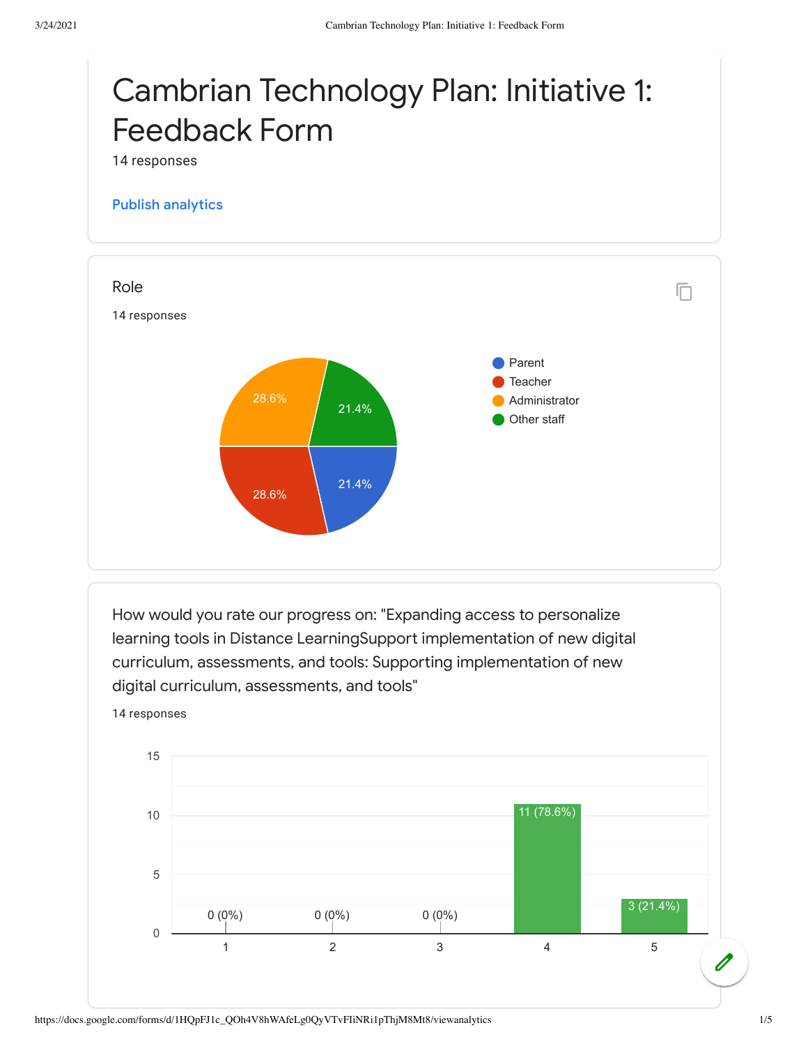# Cambrian Technology Plan: Initiative 1: Feedback Form

14 responses

Publish analytics

## Role

14 responses

Parent
Teacher
Administrator
Other staff

28.6%
21.4%
28.6%
21.4%

## How would you rate our progress on: "Expanding access to personalize learning tools in Distance LearningSupport implementation of new digital curriculum, assessments, and tools: Supporting implementation of new digital curriculum, assessments, and tools"

14 responses

15
10
5
0

0 (0%)
0 (0%)
0 (0%)
11 (78.6%)
3 (21.4%)

1
2
3
4
5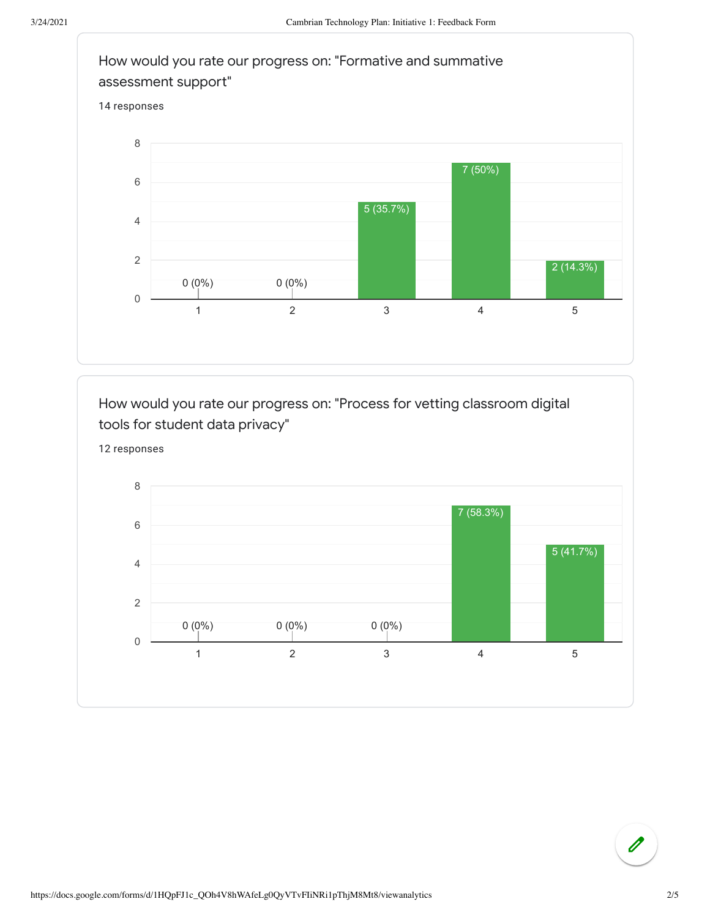How would you rate our progress on: "Formative and summative assessment support"

14 responses

8
6
4
2
0

0 (0%)
0 (0%)
5 (35.7%)
7 (50%)
2 (14.3%)

1
2
3
4
5

How would you rate our progress on: "Process for vetting classroom digital tools for student data privacy"

12 responses

8
6
4
2
0

0 (0%)
0 (0%)
0 (0%)
7 (58.3%)
5 (41.7%)

1
2
3
4
5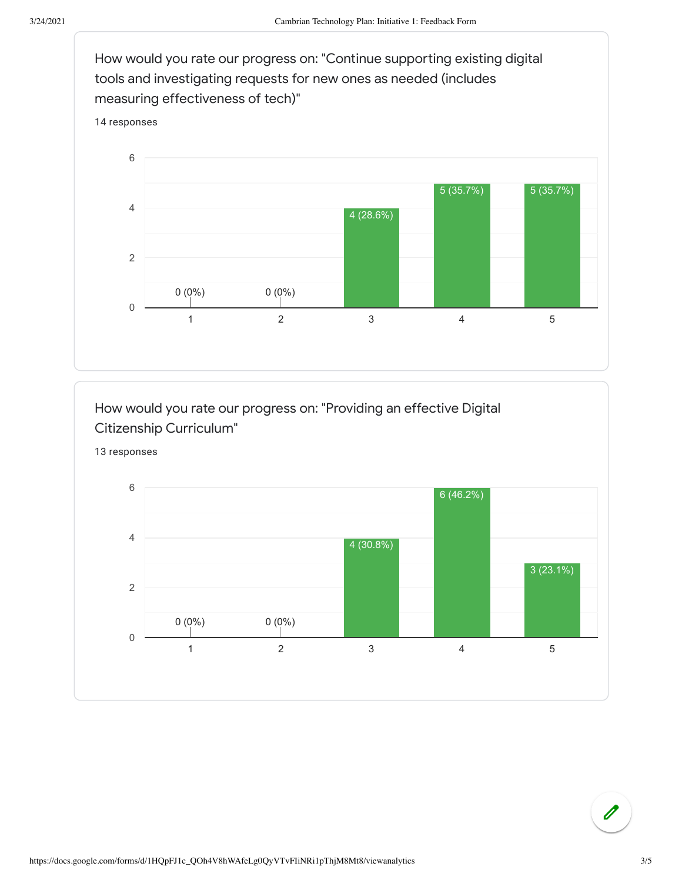How would you rate our progress on: "Continue supporting existing digital tools and investigating requests for new ones as needed (includes measuring effectiveness of tech)"

14 responses

6
4
2
0

0 (0%)
0 (0%)
4 (28.6%)
5 (35.7%)
5 (35.7%)

1
2
3
4
5

How would you rate our progress on: "Providing an effective Digital Citizenship Curriculum"

13 responses

6
4
2
0

0 (0%)
0 (0%)
4 (30.8%)
6 (46.2%)
3 (23.1%)

1
2
3
4
5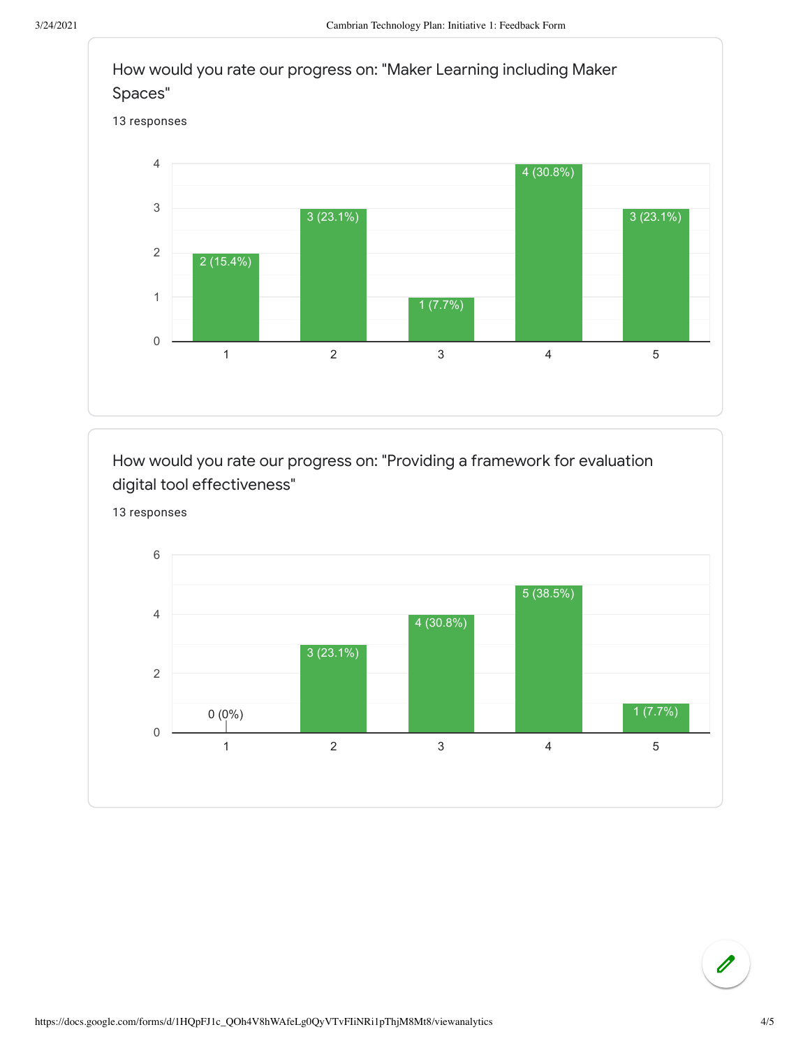How would you rate our progress on: "Maker Learning including Maker Spaces"

13 responses

4
3
2
1
0

2 (15.4%)
3 (23.1%)
1 (7.7%)
4 (30.8%)
3 (23.1%)

1
2
3
4
5

How would you rate our progress on: "Providing a framework for evaluation digital tool effectiveness"

13 responses

6
4
2
0

0 (0%)
3 (23.1%)
4 (30.8%)
5 (38.5%)
1 (7.7%)

1
2
3
4
5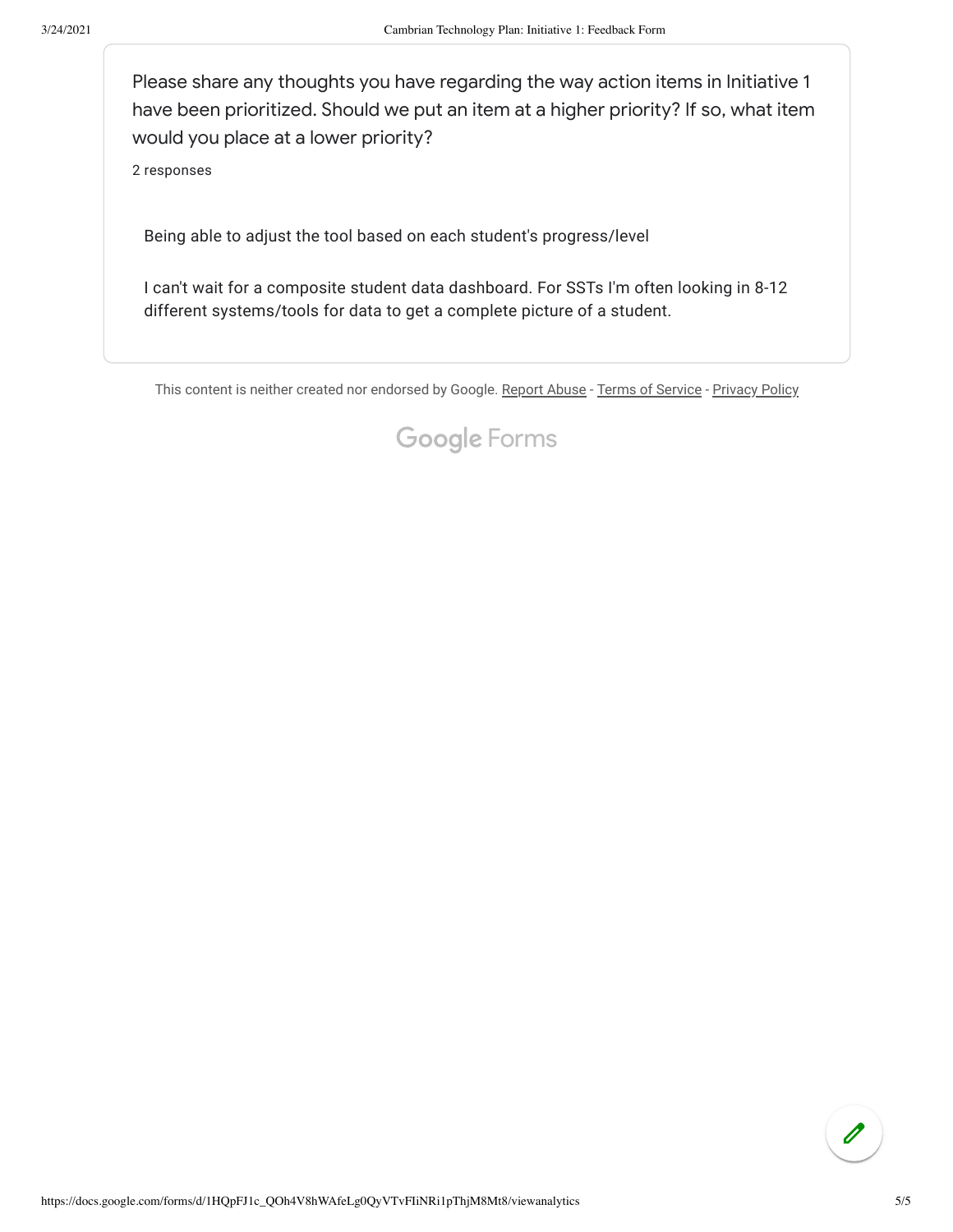Please share any thoughts you have regarding the way action items in Initiative 1 have been prioritized. Should we put an item at a higher priority? If so, what item would you place at a lower priority?

2 responses

Being able to adjust the tool based on each student's progress/level

I can't wait for a composite student data dashboard. For SSTs I'm often looking in 8-12 different systems/tools for data to get a complete picture of a student.

This content is neither created nor endorsed by Google. Report Abuse - Terms of Service - Privacy Policy

Google Forms